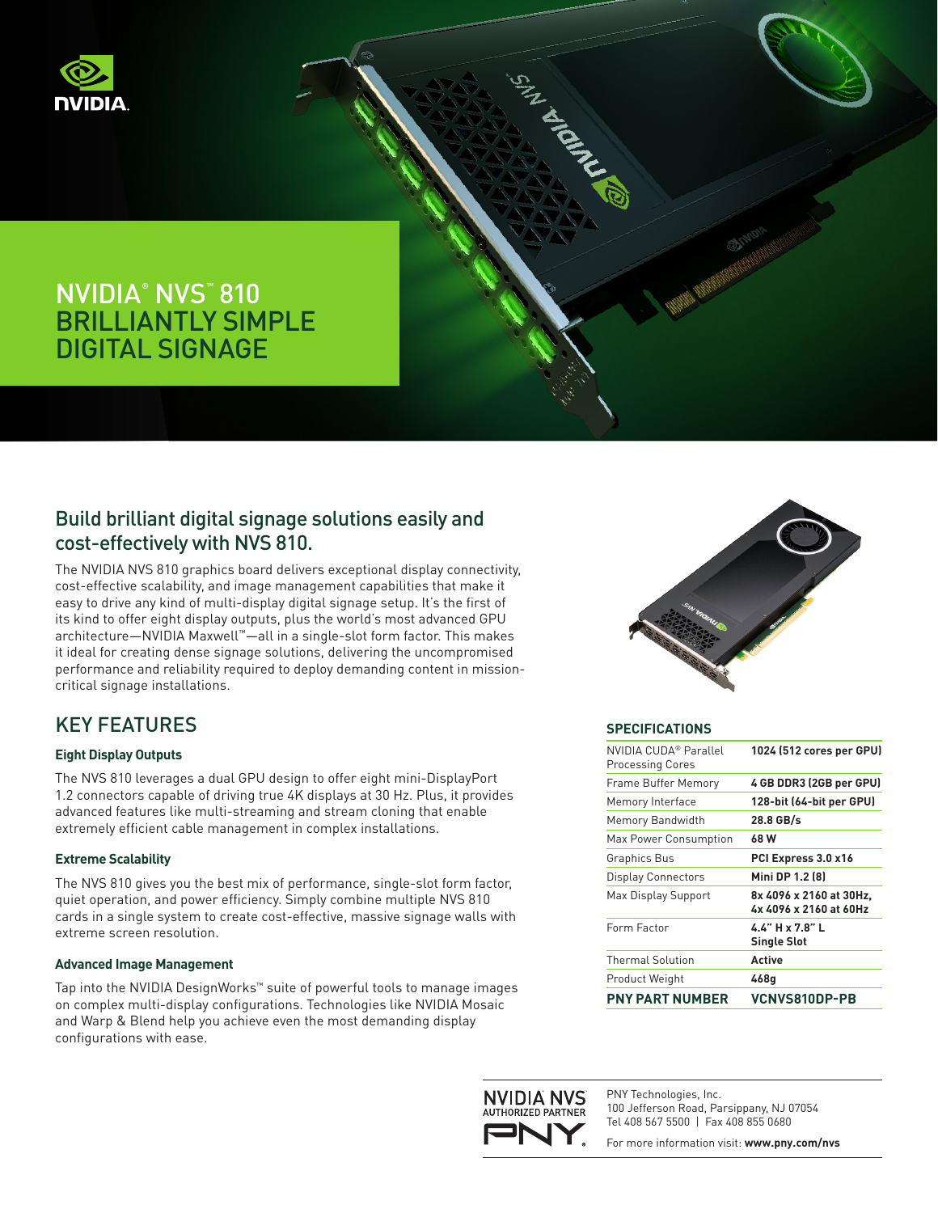# NVIDIA® NVS™ 810 BRILLIANTLY SIMPLE DIGITAL SIGNAGE

## Build brilliant digital signage solutions easily and cost-effectively with NVS 810.

The NVIDIA NVS 810 graphics board delivers exceptional display connectivity, cost-effective scalability, and image management capabilities that make it easy to drive any kind of multi-display digital signage setup. It's the first of its kind to offer eight display outputs, plus the world's most advanced GPU architecture—NVIDIA Maxwell™—all in a single-slot form factor. This makes it ideal for creating dense signage solutions, delivering the uncompromised performance and reliability required to deploy demanding content in mission-critical signage installations.

## KEY FEATURES

### Eight Display Outputs

The NVS 810 leverages a dual GPU design to offer eight mini-DisplayPort 1.2 connectors capable of driving true 4K displays at 30 Hz. Plus, it provides advanced features like multi-streaming and stream cloning that enable extremely efficient cable management in complex installations.

### Extreme Scalability

The NVS 810 gives you the best mix of performance, single-slot form factor, quiet operation, and power efficiency. Simply combine multiple NVS 810 cards in a single system to create cost-effective, massive signage walls with extreme screen resolution.

### Advanced Image Management

Tap into the NVIDIA DesignWorks™ suite of powerful tools to manage images on complex multi-display configurations. Technologies like NVIDIA Mosaic and Warp & Blend help you achieve even the most demanding display configurations with ease.

## SPECIFICATIONS

| | |
|---|---|
| NVIDIA CUDA® Parallel Processing Cores | **1024 (512 cores per GPU)** |
| Frame Buffer Memory | **4 GB DDR3 (2GB per GPU)** |
| Memory Interface | **128-bit (64-bit per GPU)** |
| Memory Bandwidth | **28.8 GB/s** |
| Max Power Consumption | **68 W** |
| Graphics Bus | **PCI Express 3.0 x16** |
| Display Connectors | **Mini DP 1.2 (8)** |
| Max Display Support | **8x 4096 x 2160 at 30Hz, 4x 4096 x 2160 at 60Hz** |
| Form Factor | **4.4" H x 7.8" L Single Slot** |
| Thermal Solution | **Active** |
| Product Weight | **468g** |
| **PNY PART NUMBER** | **VCNVS810DP-PB** |

NVIDIA NVS AUTHORIZED PARTNER

PNY Technologies, Inc.
100 Jefferson Road, Parsippany, NJ 07054
Tel 408 567 5500 | Fax 408 855 0680

For more information visit: **www.pny.com/nvs**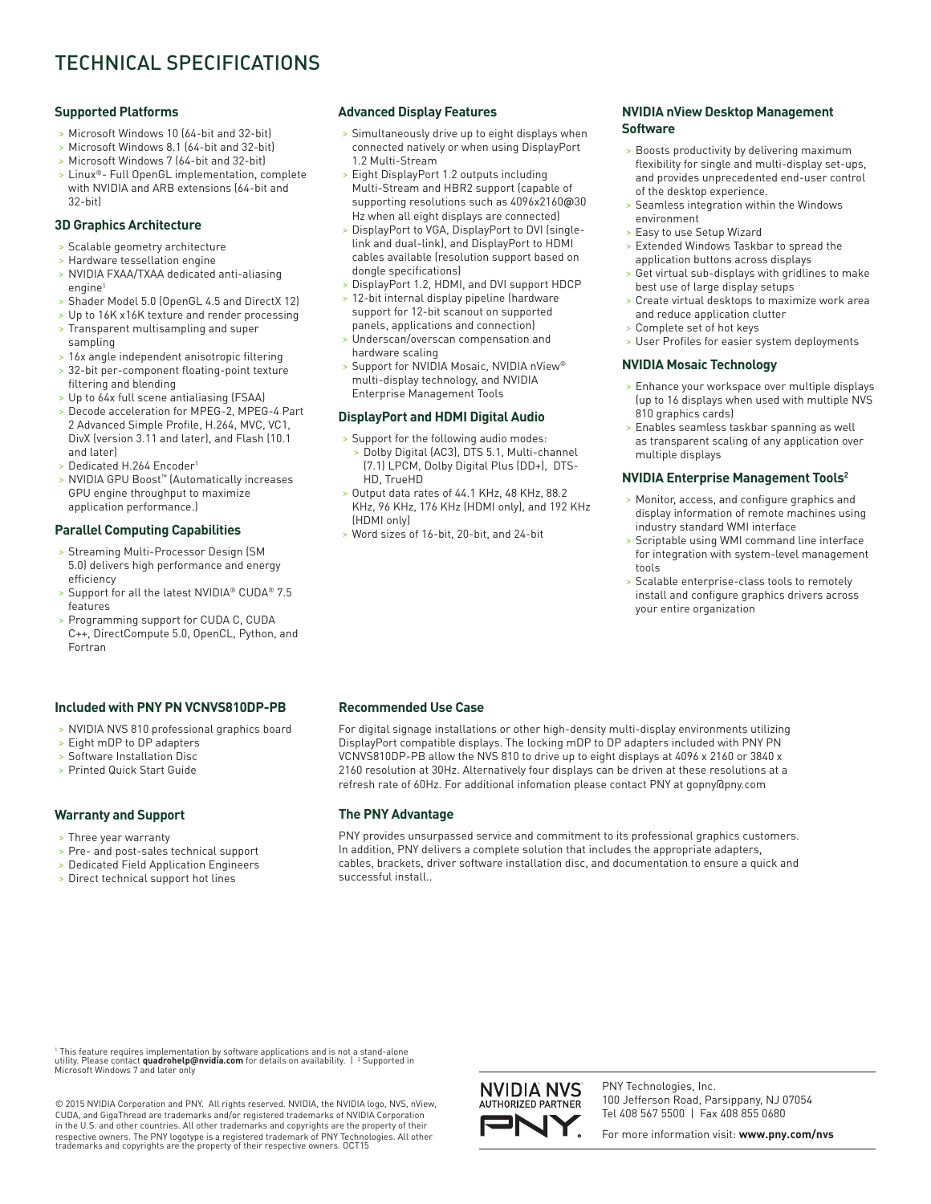# TECHNICAL SPECIFICATIONS

### Supported Platforms

- Microsoft Windows 10 (64-bit and 32-bit)
- Microsoft Windows 8.1 (64-bit and 32-bit)
- Microsoft Windows 7 (64-bit and 32-bit)
- Linux®- Full OpenGL implementation, complete with NVIDIA and ARB extensions (64-bit and 32-bit)

### 3D Graphics Architecture

- Scalable geometry architecture
- Hardware tessellation engine
- NVIDIA FXAA/TXAA dedicated anti-aliasing engine[1]
- Shader Model 5.0 (OpenGL 4.5 and DirectX 12)
- Up to 16K x16K texture and render processing
- Transparent multisampling and super sampling
- 16x angle independent anisotropic filtering
- 32-bit per-component floating-point texture filtering and blending
- Up to 64x full scene antialiasing (FSAA)
- Decode acceleration for MPEG-2, MPEG-4 Part 2 Advanced Simple Profile, H.264, MVC, VC1, DivX (version 3.11 and later), and Flash (10.1 and later)
- Dedicated H.264 Encoder[1]
- NVIDIA GPU Boost™ (Automatically increases GPU engine throughput to maximize application performance.)

### Parallel Computing Capabilities

- Streaming Multi-Processor Design (SM 5.0) delivers high performance and energy efficiency
- Support for all the latest NVIDIA® CUDA® 7.5 features
- Programming support for CUDA C, CUDA C++, DirectCompute 5.0, OpenCL, Python, and Fortran

### Advanced Display Features

- Simultaneously drive up to eight displays when connected natively or when using DisplayPort 1.2 Multi-Stream
- Eight DisplayPort 1.2 outputs including Multi-Stream and HBR2 support (capable of supporting resolutions such as 4096x2160@30 Hz when all eight displays are connected)
- DisplayPort to VGA, DisplayPort to DVI (single-link and dual-link), and DisplayPort to HDMI cables available (resolution support based on dongle specifications)
- DisplayPort 1.2, HDMI, and DVI support HDCP
- 12-bit internal display pipeline (hardware support for 12-bit scanout on supported panels, applications and connection)
- Underscan/overscan compensation and hardware scaling
- Support for NVIDIA Mosaic, NVIDIA nView® multi-display technology, and NVIDIA Enterprise Management Tools

### DisplayPort and HDMI Digital Audio

- Support for the following audio modes:
  - Dolby Digital (AC3), DTS 5.1, Multi-channel (7.1) LPCM, Dolby Digital Plus (DD+), DTS-HD, TrueHD
- Output data rates of 44.1 KHz, 48 KHz, 88.2 KHz, 96 KHz, 176 KHz (HDMI only), and 192 KHz (HDMI only)
- Word sizes of 16-bit, 20-bit, and 24-bit

### NVIDIA nView Desktop Management Software

- Boosts productivity by delivering maximum flexibility for single and multi-display set-ups, and provides unprecedented end-user control of the desktop experience.
- Seamless integration within the Windows environment
- Easy to use Setup Wizard
- Extended Windows Taskbar to spread the application buttons across displays
- Get virtual sub-displays with gridlines to make best use of large display setups
- Create virtual desktops to maximize work area and reduce application clutter
- Complete set of hot keys
- User Profiles for easier system deployments

### NVIDIA Mosaic Technology

- Enhance your workspace over multiple displays (up to 16 displays when used with multiple NVS 810 graphics cards)
- Enables seamless taskbar spanning as well as transparent scaling of any application over multiple displays

### NVIDIA Enterprise Management Tools[2]

- Monitor, access, and configure graphics and display information of remote machines using industry standard WMI interface
- Scriptable using WMI command line interface for integration with system-level management tools
- Scalable enterprise-class tools to remotely install and configure graphics drivers across your entire organization

### Included with PNY PN VCNVS810DP-PB

- NVIDIA NVS 810 professional graphics board
- Eight mDP to DP adapters
- Software Installation Disc
- Printed Quick Start Guide

### Warranty and Support

- Three year warranty
- Pre- and post-sales technical support
- Dedicated Field Application Engineers
- Direct technical support hot lines

### Recommended Use Case

For digital signage installations or other high-density multi-display environments utilizing DisplayPort compatible displays. The locking mDP to DP adapters included with PNY PN VCNVS810DP-PB allow the NVS 810 to drive up to eight displays at 4096 x 2160 or 3840 x 2160 resolution at 30Hz. Alternatively four displays can be driven at these resolutions at a refresh rate of 60Hz. For additional infomation please contact PNY at gopny@pny.com

### The PNY Advantage

PNY provides unsurpassed service and commitment to its professional graphics customers. In addition, PNY delivers a complete solution that includes the appropriate adapters, cables, brackets, driver software installation disc, and documentation to ensure a quick and successful install..

[1] This feature requires implementation by software applications and is not a stand-alone utility. Please contact **quadrohelp@nvidia.com** for details on availability. | [2] Supported in Microsoft Windows 7 and later only

© 2015 NVIDIA Corporation and PNY. All rights reserved. NVIDIA, the NVIDIA logo, NVS, nView, CUDA, and GigaThread are trademarks and/or registered trademarks of NVIDIA Corporation in the U.S. and other countries. All other trademarks and copyrights are the property of their respective owners. The PNY logotype is a registered trademark of PNY Technologies. All other trademarks and copyrights are the property of their respective owners. OCT15

NVIDIA NVS AUTHORIZED PARTNER PNY

PNY Technologies, Inc.
100 Jefferson Road, Parsippany, NJ 07054
Tel 408 567 5500 | Fax 408 855 0680

For more information visit: **www.pny.com/nvs**